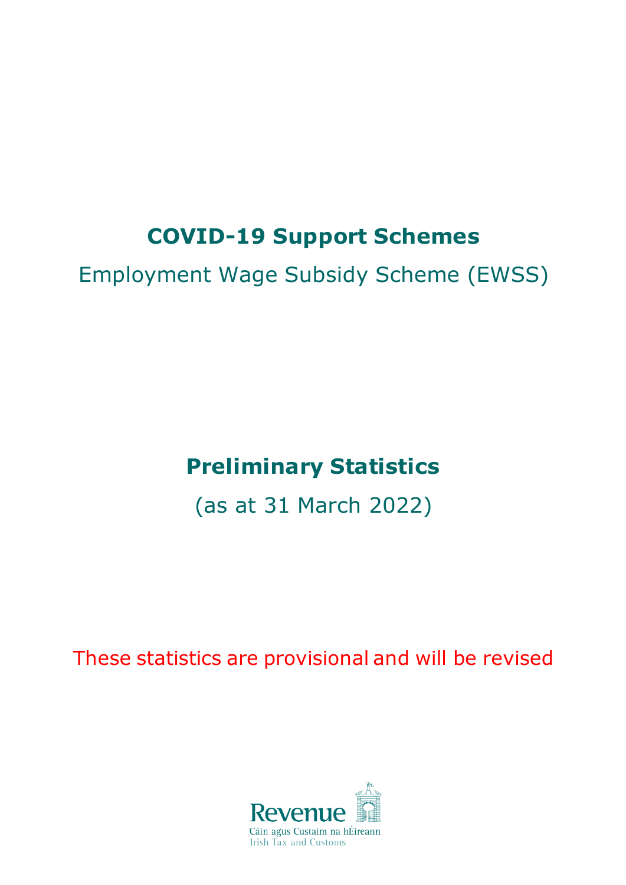# COVID-19 Support Schemes

Employment Wage Subsidy Scheme (EWSS)

## Preliminary Statistics

(as at 31 March 2022)

These statistics are provisional and will be revised

Revenue

Cáin agus Custaim na hÉireann

Irish Tax and Customs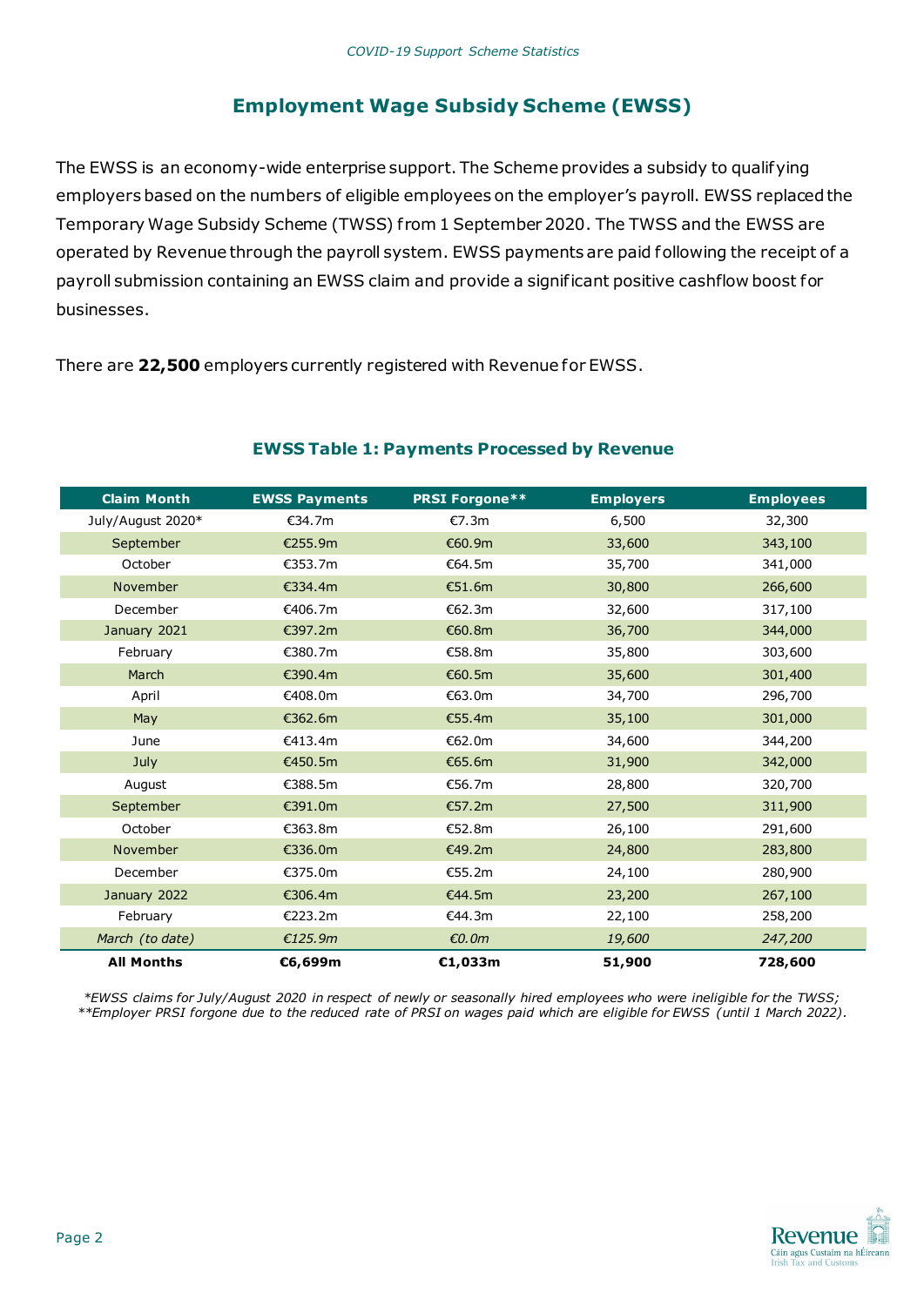## Employment Wage Subsidy Scheme (EWSS)

The EWSS is an economy-wide enterprise support. The Scheme provides a subsidy to qualifying employers based on the numbers of eligible employees on the employer's payroll. EWSS replaced the Temporary Wage Subsidy Scheme (TWSS) from 1 September 2020. The TWSS and the EWSS are operated by Revenue through the payroll system. EWSS payments are paid following the receipt of a payroll submission containing an EWSS claim and provide a significant positive cashflow boost for businesses.

There are **22,500** employers currently registered with Revenue for EWSS.

### EWSS Table 1: Payments Processed by Revenue

| Claim Month | EWSS Payments | PRSI Forgone** | Employers | Employees |
|---|---|---|---|---|
| July/August 2020* | €34.7m | €7.3m | 6,500 | 32,300 |
| September | €255.9m | €60.9m | 33,600 | 343,100 |
| October | €353.7m | €64.5m | 35,700 | 341,000 |
| November | €334.4m | €51.6m | 30,800 | 266,600 |
| December | €406.7m | €62.3m | 32,600 | 317,100 |
| January 2021 | €397.2m | €60.8m | 36,700 | 344,000 |
| February | €380.7m | €58.8m | 35,800 | 303,600 |
| March | €390.4m | €60.5m | 35,600 | 301,400 |
| April | €408.0m | €63.0m | 34,700 | 296,700 |
| May | €362.6m | €55.4m | 35,100 | 301,000 |
| June | €413.4m | €62.0m | 34,600 | 344,200 |
| July | €450.5m | €65.6m | 31,900 | 342,000 |
| August | €388.5m | €56.7m | 28,800 | 320,700 |
| September | €391.0m | €57.2m | 27,500 | 311,900 |
| October | €363.8m | €52.8m | 26,100 | 291,600 |
| November | €336.0m | €49.2m | 24,800 | 283,800 |
| December | €375.0m | €55.2m | 24,100 | 280,900 |
| January 2022 | €306.4m | €44.5m | 23,200 | 267,100 |
| February | €223.2m | €44.3m | 22,100 | 258,200 |
| *March (to date)* | *€125.9m* | *€0.0m* | *19,600* | *247,200* |
| **All Months** | **€6,699m** | **€1,033m** | **51,900** | **728,600** |

*\*EWSS claims for July/August 2020 in respect of newly or seasonally hired employees who were ineligible for the TWSS;*
*\*\*Employer PRSI forgone due to the reduced rate of PRSI on wages paid which are eligible for EWSS (until 1 March 2022).*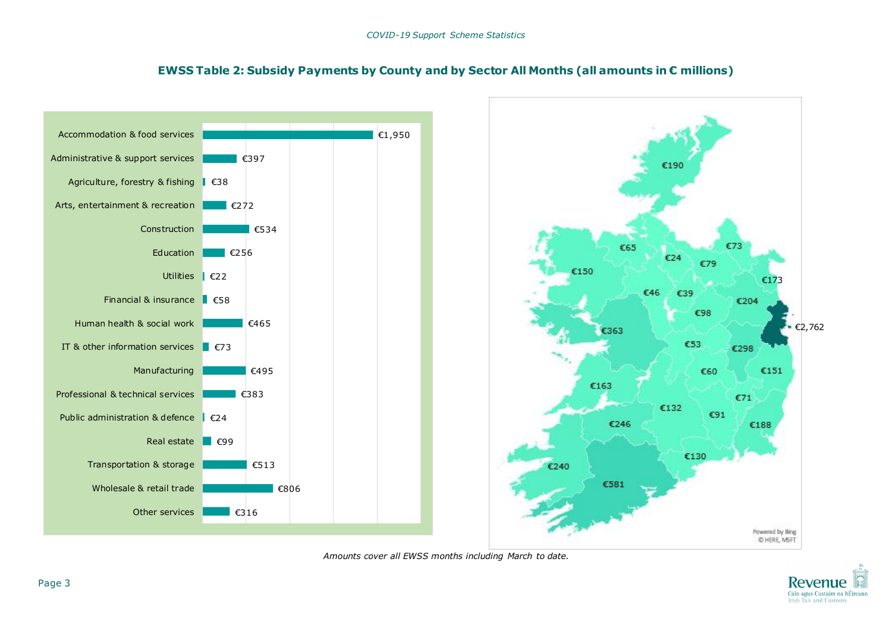## EWSS Table 2: Subsidy Payments by County and by Sector All Months (all amounts in € millions)

Accommodation & food services €1,950
Administrative & support services €397
Agriculture, forestry & fishing €38
Arts, entertainment & recreation €272
Construction €534
Education €256
Utilities €22
Financial & insurance €58
Human health & social work €465
IT & other information services €73
Manufacturing €495
Professional & technical services €383
Public administration & defence €24
Real estate €99
Transportation & storage €513
Wholesale & retail trade €806
Other services €316

€190
€65
€24
€73
€79
€150
€173
€46
€39
€204
€98
€2,762
€363
€53
€298
€60
€151
€163
€71
€132
€91
€246
€188
€130
€240
€581

Powered by Bing
© HERE, MSFT

*Amounts cover all EWSS months including March to date.*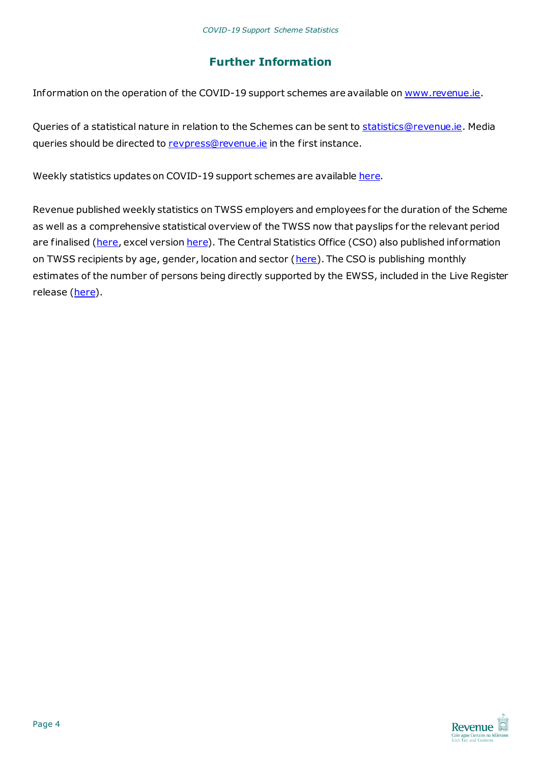## Further Information

Information on the operation of the COVID-19 support schemes are available on www.revenue.ie.

Queries of a statistical nature in relation to the Schemes can be sent to statistics@revenue.ie. Media queries should be directed to revpress@revenue.ie in the first instance.

Weekly statistics updates on COVID-19 support schemes are available here.

Revenue published weekly statistics on TWSS employers and employees for the duration of the Scheme as well as a comprehensive statistical overview of the TWSS now that payslips for the relevant period are finalised (here, excel version here). The Central Statistics Office (CSO) also published information on TWSS recipients by age, gender, location and sector (here). The CSO is publishing monthly estimates of the number of persons being directly supported by the EWSS, included in the Live Register release (here).